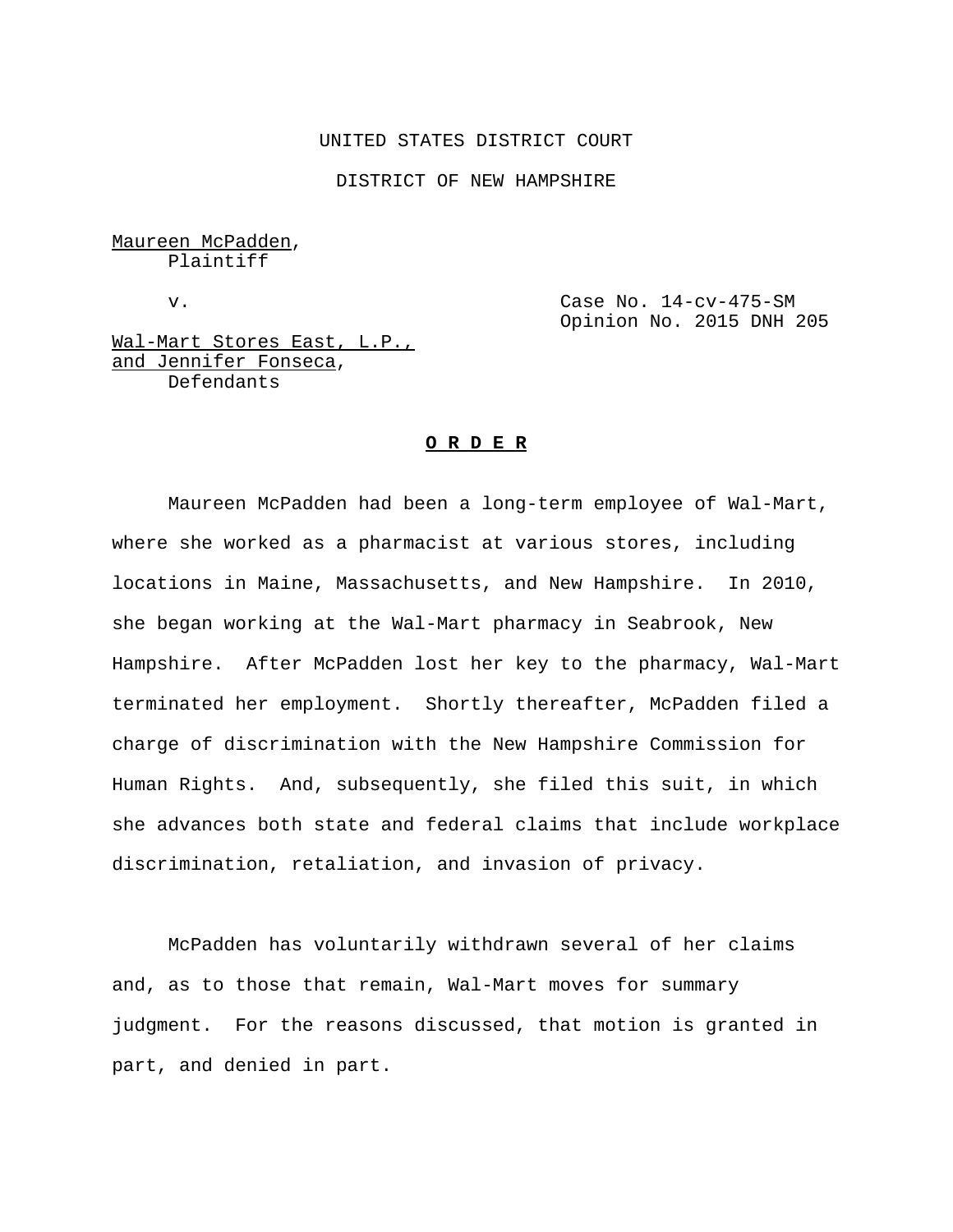UNITED STATES DISTRICT COURT

DISTRICT OF NEW HAMPSHIRE

Maureen McPadden,
Plaintiff

v.

Case No. 14-cv-475-SM
Opinion No. 2015 DNH 205

Wal-Mart Stores East, L.P.,
and Jennifer Fonseca,
Defendants

**O R D E R**

Maureen McPadden had been a long-term employee of Wal-Mart, where she worked as a pharmacist at various stores, including locations in Maine, Massachusetts, and New Hampshire. In 2010, she began working at the Wal-Mart pharmacy in Seabrook, New Hampshire. After McPadden lost her key to the pharmacy, Wal-Mart terminated her employment. Shortly thereafter, McPadden filed a charge of discrimination with the New Hampshire Commission for Human Rights. And, subsequently, she filed this suit, in which she advances both state and federal claims that include workplace discrimination, retaliation, and invasion of privacy.

McPadden has voluntarily withdrawn several of her claims and, as to those that remain, Wal-Mart moves for summary judgment. For the reasons discussed, that motion is granted in part, and denied in part.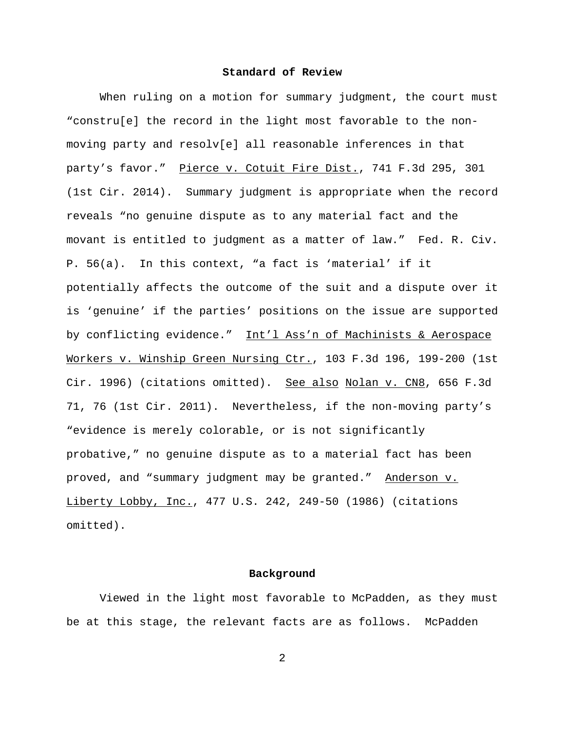## Standard of Review

When ruling on a motion for summary judgment, the court must "constru[e] the record in the light most favorable to the non-moving party and resolv[e] all reasonable inferences in that party's favor." Pierce v. Cotuit Fire Dist., 741 F.3d 295, 301 (1st Cir. 2014). Summary judgment is appropriate when the record reveals "no genuine dispute as to any material fact and the movant is entitled to judgment as a matter of law." Fed. R. Civ. P. 56(a). In this context, "a fact is 'material' if it potentially affects the outcome of the suit and a dispute over it is 'genuine' if the parties' positions on the issue are supported by conflicting evidence." Int'l Ass'n of Machinists & Aerospace Workers v. Winship Green Nursing Ctr., 103 F.3d 196, 199-200 (1st Cir. 1996) (citations omitted). See also Nolan v. CN8, 656 F.3d 71, 76 (1st Cir. 2011). Nevertheless, if the non-moving party's "evidence is merely colorable, or is not significantly probative," no genuine dispute as to a material fact has been proved, and "summary judgment may be granted." Anderson v. Liberty Lobby, Inc., 477 U.S. 242, 249-50 (1986) (citations omitted).

## Background

Viewed in the light most favorable to McPadden, as they must be at this stage, the relevant facts are as follows. McPadden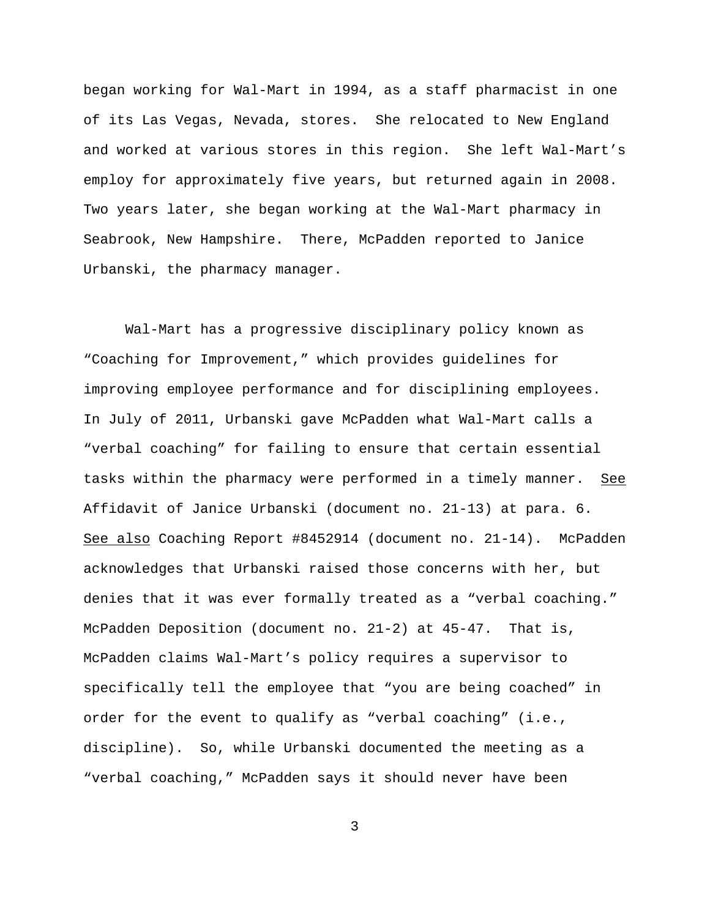began working for Wal-Mart in 1994, as a staff pharmacist in one of its Las Vegas, Nevada, stores. She relocated to New England and worked at various stores in this region. She left Wal-Mart's employ for approximately five years, but returned again in 2008. Two years later, she began working at the Wal-Mart pharmacy in Seabrook, New Hampshire. There, McPadden reported to Janice Urbanski, the pharmacy manager.

Wal-Mart has a progressive disciplinary policy known as "Coaching for Improvement," which provides guidelines for improving employee performance and for disciplining employees. In July of 2011, Urbanski gave McPadden what Wal-Mart calls a "verbal coaching" for failing to ensure that certain essential tasks within the pharmacy were performed in a timely manner. See Affidavit of Janice Urbanski (document no. 21-13) at para. 6. See also Coaching Report #8452914 (document no. 21-14). McPadden acknowledges that Urbanski raised those concerns with her, but denies that it was ever formally treated as a "verbal coaching." McPadden Deposition (document no. 21-2) at 45-47. That is, McPadden claims Wal-Mart's policy requires a supervisor to specifically tell the employee that "you are being coached" in order for the event to qualify as "verbal coaching" (i.e., discipline). So, while Urbanski documented the meeting as a "verbal coaching," McPadden says it should never have been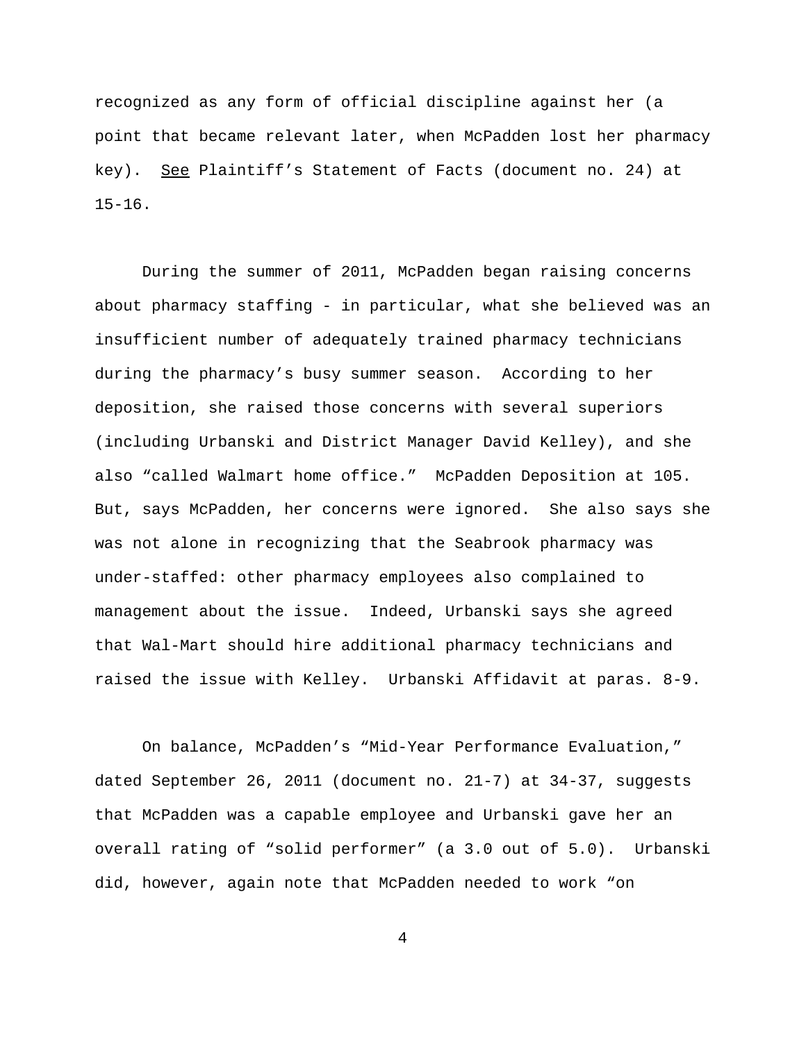recognized as any form of official discipline against her (a point that became relevant later, when McPadden lost her pharmacy key). See Plaintiff's Statement of Facts (document no. 24) at 15-16.

During the summer of 2011, McPadden began raising concerns about pharmacy staffing - in particular, what she believed was an insufficient number of adequately trained pharmacy technicians during the pharmacy's busy summer season. According to her deposition, she raised those concerns with several superiors (including Urbanski and District Manager David Kelley), and she also "called Walmart home office." McPadden Deposition at 105. But, says McPadden, her concerns were ignored. She also says she was not alone in recognizing that the Seabrook pharmacy was under-staffed: other pharmacy employees also complained to management about the issue. Indeed, Urbanski says she agreed that Wal-Mart should hire additional pharmacy technicians and raised the issue with Kelley. Urbanski Affidavit at paras. 8-9.

On balance, McPadden's "Mid-Year Performance Evaluation," dated September 26, 2011 (document no. 21-7) at 34-37, suggests that McPadden was a capable employee and Urbanski gave her an overall rating of "solid performer" (a 3.0 out of 5.0). Urbanski did, however, again note that McPadden needed to work "on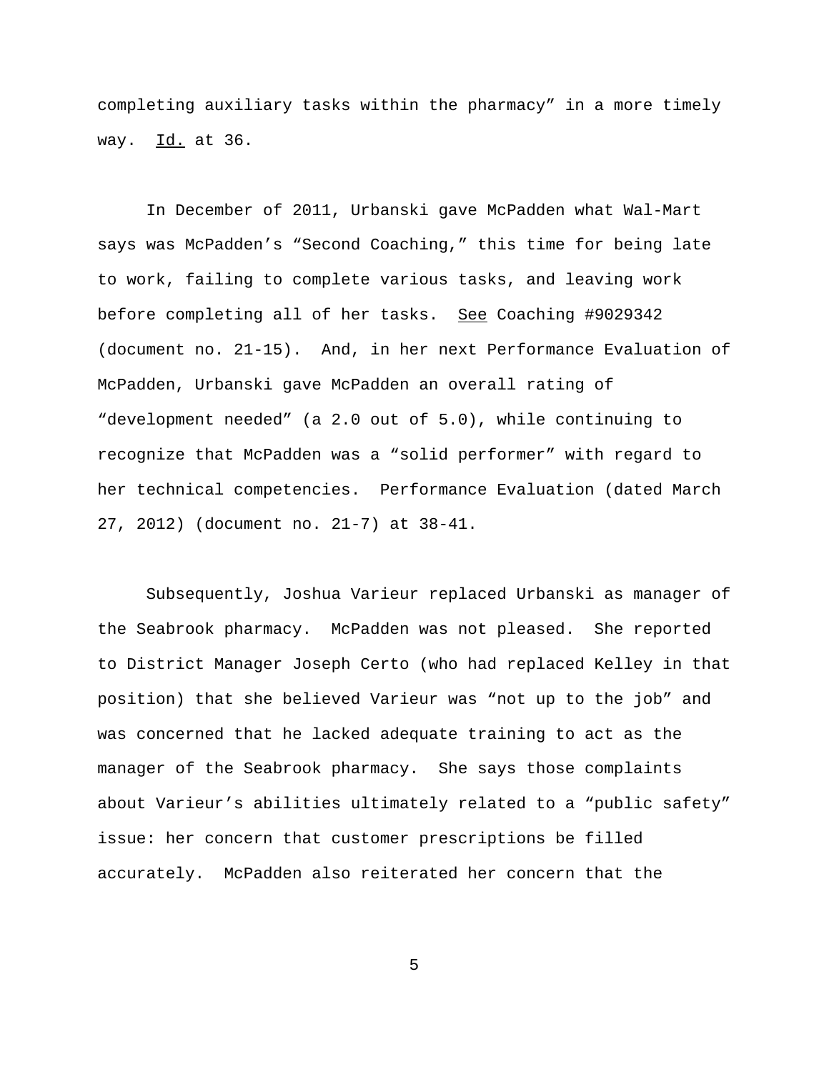completing auxiliary tasks within the pharmacy" in a more timely way. Id. at 36.

In December of 2011, Urbanski gave McPadden what Wal-Mart says was McPadden's "Second Coaching," this time for being late to work, failing to complete various tasks, and leaving work before completing all of her tasks. See Coaching #9029342 (document no. 21-15). And, in her next Performance Evaluation of McPadden, Urbanski gave McPadden an overall rating of "development needed" (a 2.0 out of 5.0), while continuing to recognize that McPadden was a "solid performer" with regard to her technical competencies. Performance Evaluation (dated March 27, 2012) (document no. 21-7) at 38-41.

Subsequently, Joshua Varieur replaced Urbanski as manager of the Seabrook pharmacy. McPadden was not pleased. She reported to District Manager Joseph Certo (who had replaced Kelley in that position) that she believed Varieur was "not up to the job" and was concerned that he lacked adequate training to act as the manager of the Seabrook pharmacy. She says those complaints about Varieur's abilities ultimately related to a "public safety" issue: her concern that customer prescriptions be filled accurately. McPadden also reiterated her concern that the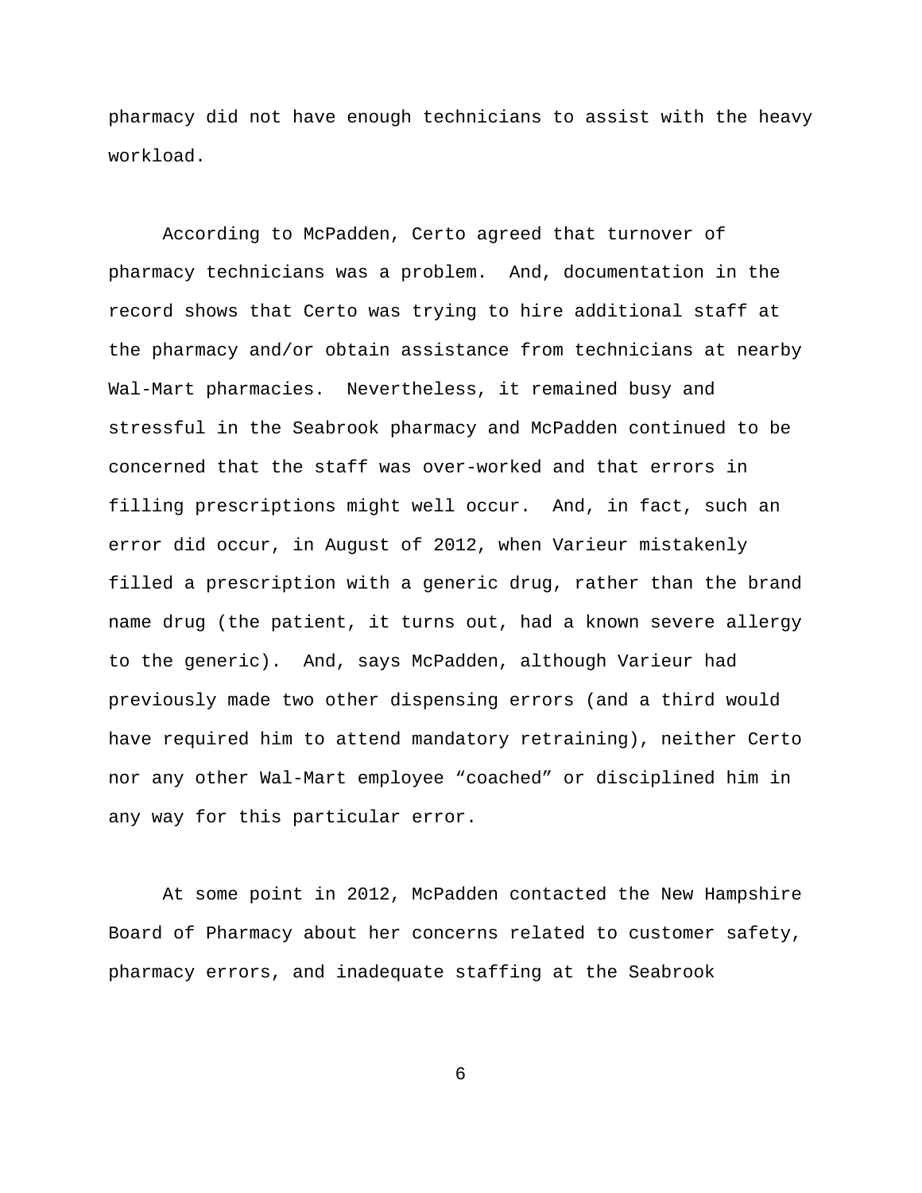pharmacy did not have enough technicians to assist with the heavy workload.

According to McPadden, Certo agreed that turnover of pharmacy technicians was a problem. And, documentation in the record shows that Certo was trying to hire additional staff at the pharmacy and/or obtain assistance from technicians at nearby Wal-Mart pharmacies. Nevertheless, it remained busy and stressful in the Seabrook pharmacy and McPadden continued to be concerned that the staff was over-worked and that errors in filling prescriptions might well occur. And, in fact, such an error did occur, in August of 2012, when Varieur mistakenly filled a prescription with a generic drug, rather than the brand name drug (the patient, it turns out, had a known severe allergy to the generic). And, says McPadden, although Varieur had previously made two other dispensing errors (and a third would have required him to attend mandatory retraining), neither Certo nor any other Wal-Mart employee "coached" or disciplined him in any way for this particular error.

At some point in 2012, McPadden contacted the New Hampshire Board of Pharmacy about her concerns related to customer safety, pharmacy errors, and inadequate staffing at the Seabrook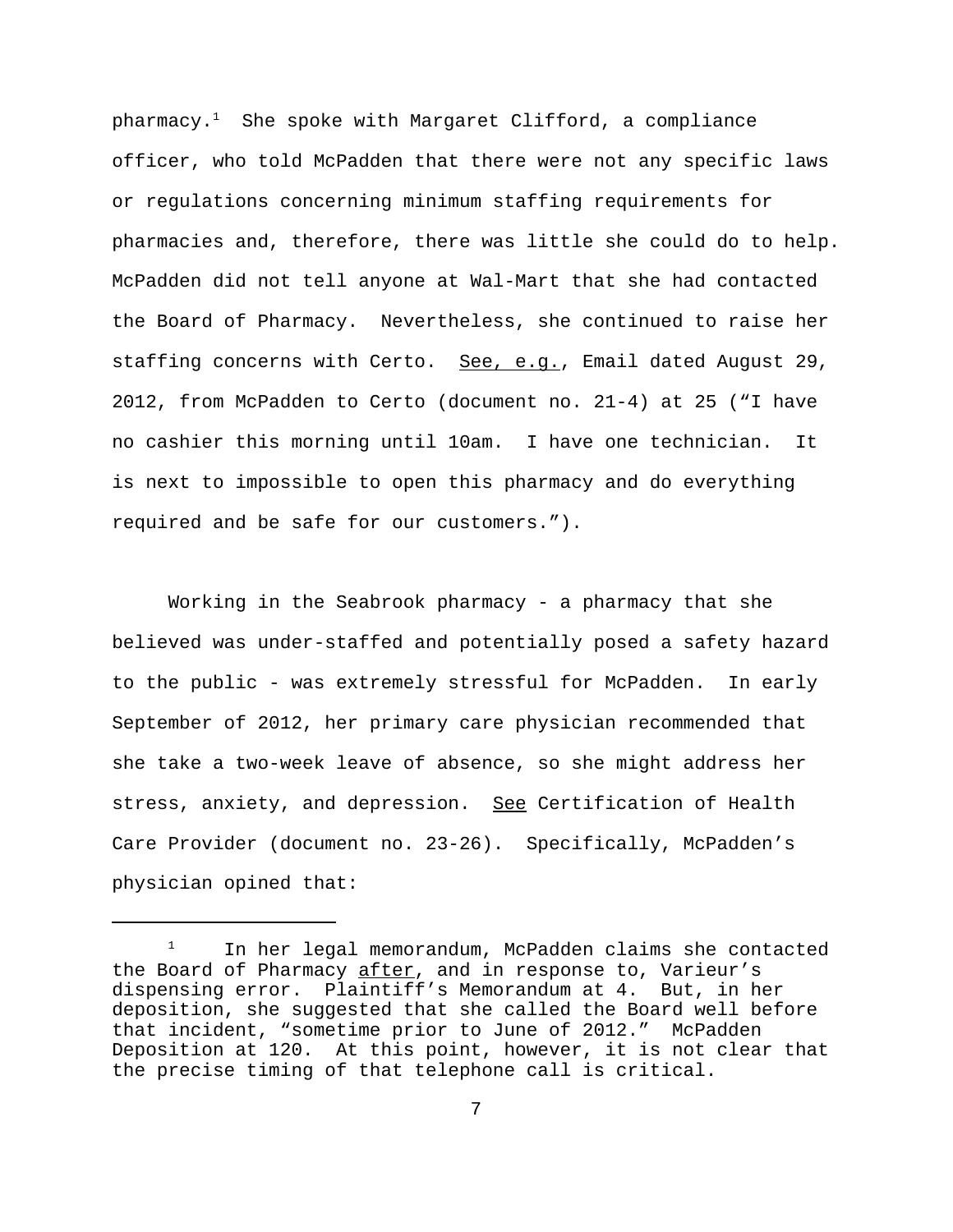pharmacy.[1] She spoke with Margaret Clifford, a compliance officer, who told McPadden that there were not any specific laws or regulations concerning minimum staffing requirements for pharmacies and, therefore, there was little she could do to help. McPadden did not tell anyone at Wal-Mart that she had contacted the Board of Pharmacy. Nevertheless, she continued to raise her staffing concerns with Certo. See, e.g., Email dated August 29, 2012, from McPadden to Certo (document no. 21-4) at 25 ("I have no cashier this morning until 10am. I have one technician. It is next to impossible to open this pharmacy and do everything required and be safe for our customers.").

Working in the Seabrook pharmacy - a pharmacy that she believed was under-staffed and potentially posed a safety hazard to the public - was extremely stressful for McPadden. In early September of 2012, her primary care physician recommended that she take a two-week leave of absence, so she might address her stress, anxiety, and depression. See Certification of Health Care Provider (document no. 23-26). Specifically, McPadden's physician opined that:

---

[1] In her legal memorandum, McPadden claims she contacted the Board of Pharmacy after, and in response to, Varieur's dispensing error. Plaintiff's Memorandum at 4. But, in her deposition, she suggested that she called the Board well before that incident, "sometime prior to June of 2012." McPadden Deposition at 120. At this point, however, it is not clear that the precise timing of that telephone call is critical.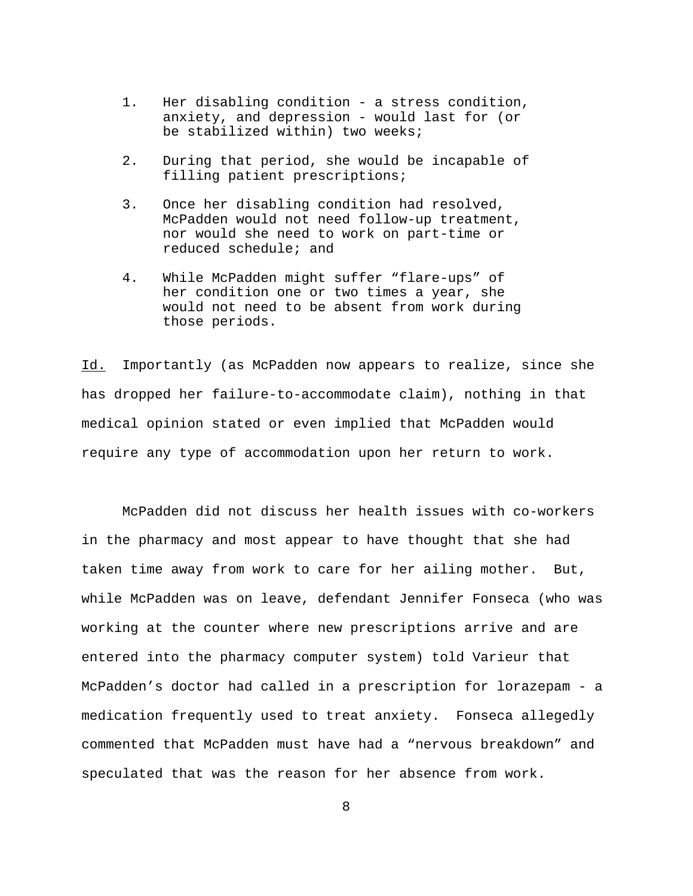1. Her disabling condition - a stress condition, anxiety, and depression - would last for (or be stabilized within) two weeks;

2. During that period, she would be incapable of filling patient prescriptions;

3. Once her disabling condition had resolved, McPadden would not need follow-up treatment, nor would she need to work on part-time or reduced schedule; and

4. While McPadden might suffer "flare-ups" of her condition one or two times a year, she would not need to be absent from work during those periods.

Id. Importantly (as McPadden now appears to realize, since she has dropped her failure-to-accommodate claim), nothing in that medical opinion stated or even implied that McPadden would require any type of accommodation upon her return to work.

McPadden did not discuss her health issues with co-workers in the pharmacy and most appear to have thought that she had taken time away from work to care for her ailing mother. But, while McPadden was on leave, defendant Jennifer Fonseca (who was working at the counter where new prescriptions arrive and are entered into the pharmacy computer system) told Varieur that McPadden's doctor had called in a prescription for lorazepam - a medication frequently used to treat anxiety. Fonseca allegedly commented that McPadden must have had a "nervous breakdown" and speculated that was the reason for her absence from work.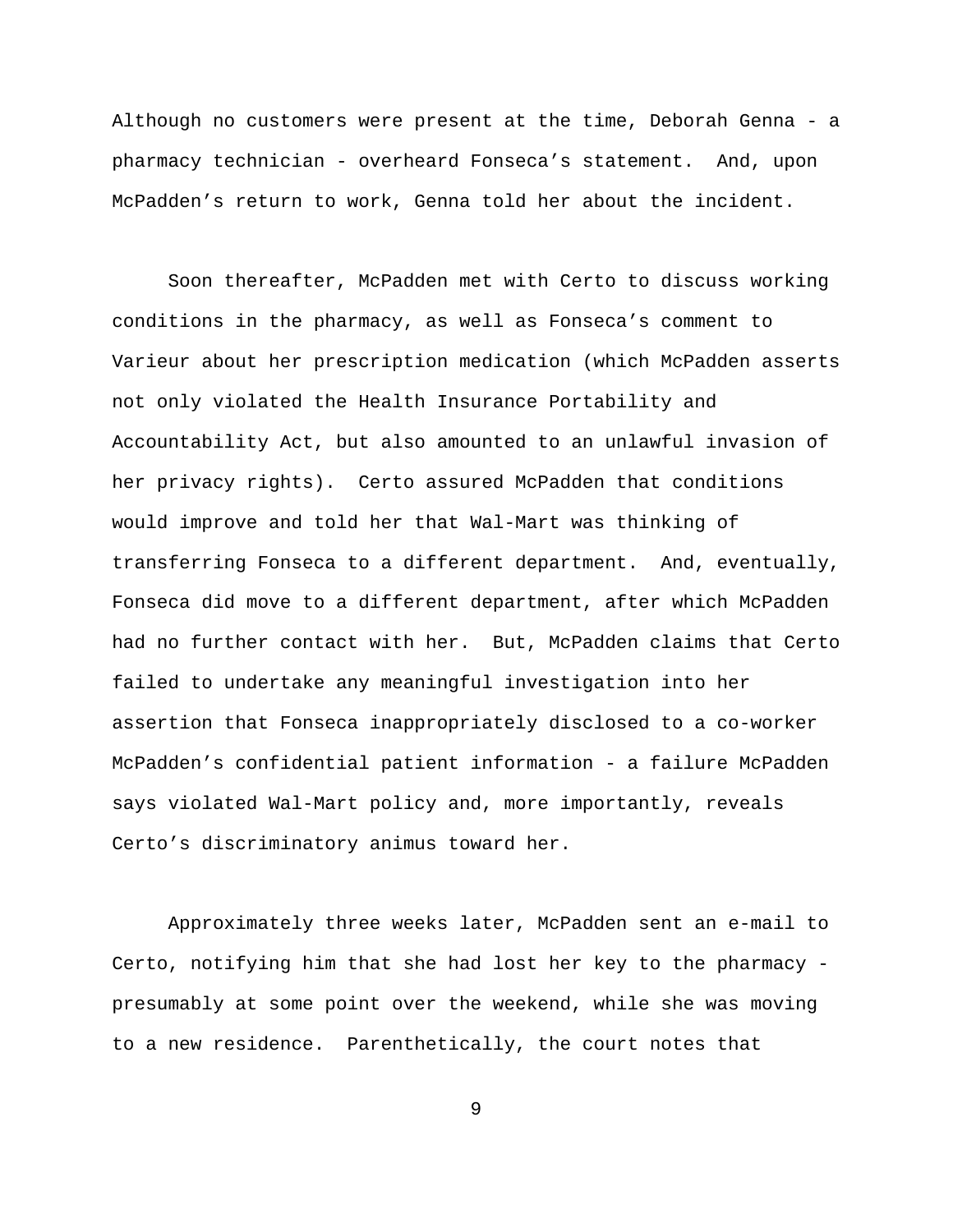Although no customers were present at the time, Deborah Genna - a pharmacy technician - overheard Fonseca's statement. And, upon McPadden's return to work, Genna told her about the incident.

Soon thereafter, McPadden met with Certo to discuss working conditions in the pharmacy, as well as Fonseca's comment to Varieur about her prescription medication (which McPadden asserts not only violated the Health Insurance Portability and Accountability Act, but also amounted to an unlawful invasion of her privacy rights). Certo assured McPadden that conditions would improve and told her that Wal-Mart was thinking of transferring Fonseca to a different department. And, eventually, Fonseca did move to a different department, after which McPadden had no further contact with her. But, McPadden claims that Certo failed to undertake any meaningful investigation into her assertion that Fonseca inappropriately disclosed to a co-worker McPadden's confidential patient information - a failure McPadden says violated Wal-Mart policy and, more importantly, reveals Certo's discriminatory animus toward her.

Approximately three weeks later, McPadden sent an e-mail to Certo, notifying him that she had lost her key to the pharmacy - presumably at some point over the weekend, while she was moving to a new residence. Parenthetically, the court notes that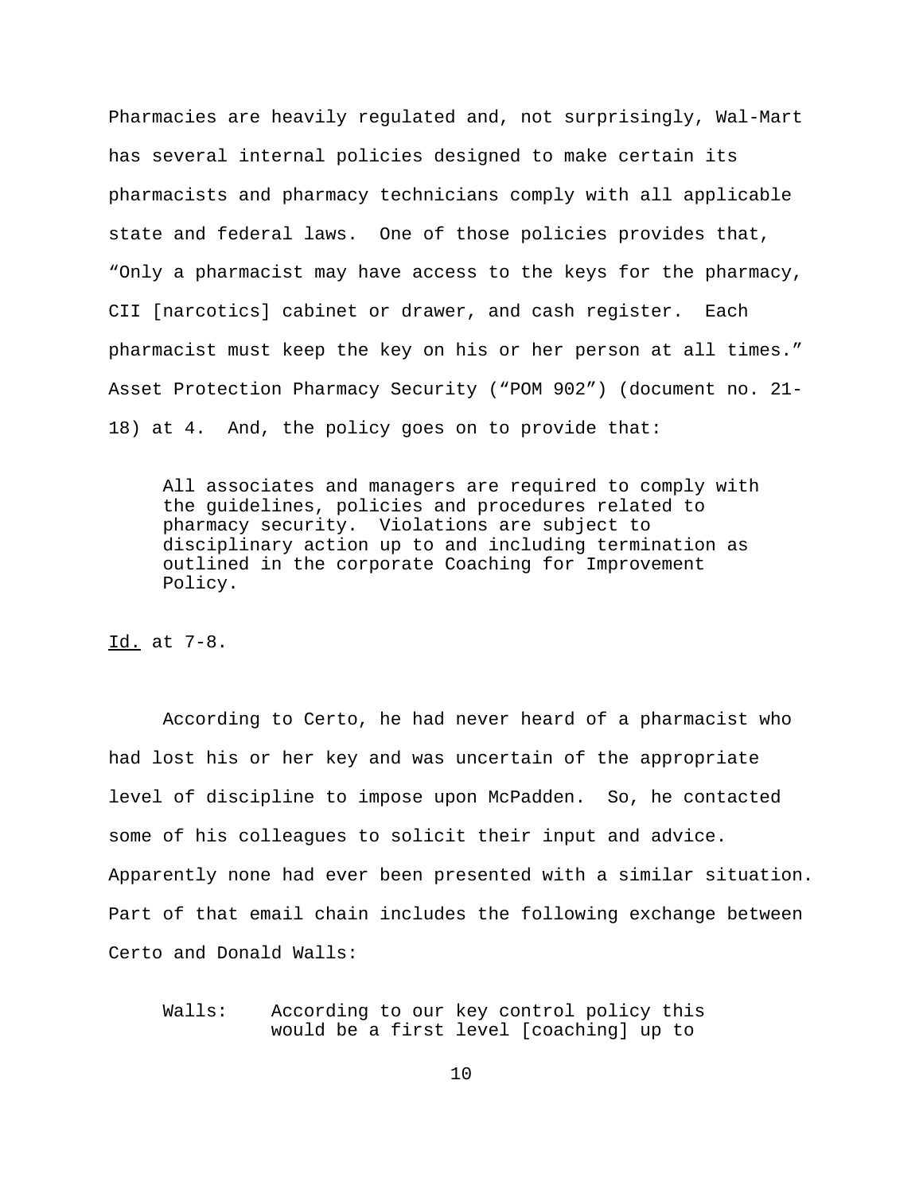Pharmacies are heavily regulated and, not surprisingly, Wal-Mart has several internal policies designed to make certain its pharmacists and pharmacy technicians comply with all applicable state and federal laws. One of those policies provides that, "Only a pharmacist may have access to the keys for the pharmacy, CII [narcotics] cabinet or drawer, and cash register. Each pharmacist must keep the key on his or her person at all times." Asset Protection Pharmacy Security ("POM 902") (document no. 21-18) at 4. And, the policy goes on to provide that:

> All associates and managers are required to comply with the guidelines, policies and procedures related to pharmacy security. Violations are subject to disciplinary action up to and including termination as outlined in the corporate Coaching for Improvement Policy.

Id. at 7-8.

According to Certo, he had never heard of a pharmacist who had lost his or her key and was uncertain of the appropriate level of discipline to impose upon McPadden. So, he contacted some of his colleagues to solicit their input and advice. Apparently none had ever been presented with a similar situation. Part of that email chain includes the following exchange between Certo and Donald Walls:

> Walls: According to our key control policy this would be a first level [coaching] up to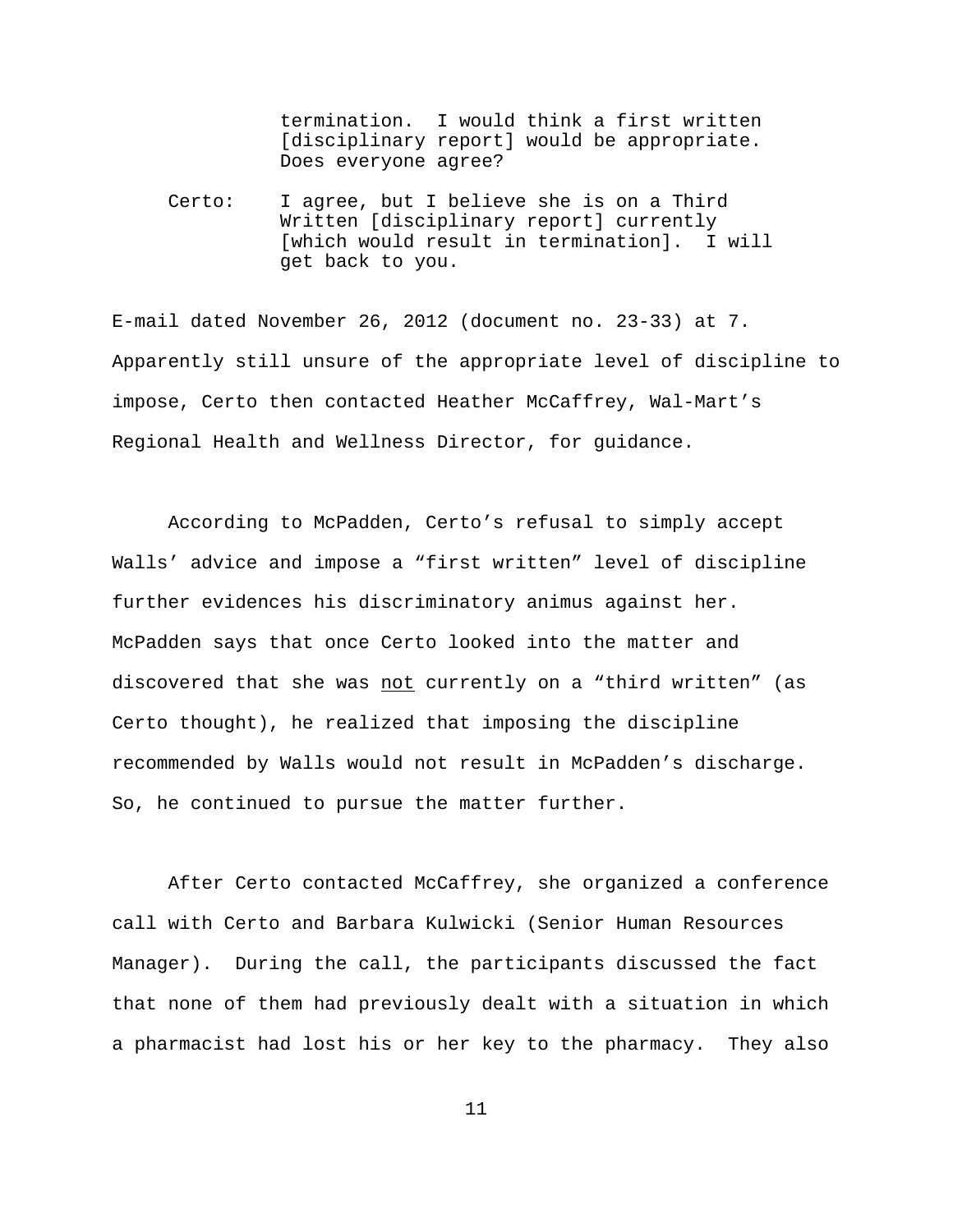> termination. I would think a first written [disciplinary report] would be appropriate. Does everyone agree?
>
> Certo: I agree, but I believe she is on a Third Written [disciplinary report] currently [which would result in termination]. I will get back to you.

E-mail dated November 26, 2012 (document no. 23-33) at 7. Apparently still unsure of the appropriate level of discipline to impose, Certo then contacted Heather McCaffrey, Wal-Mart's Regional Health and Wellness Director, for guidance.

According to McPadden, Certo's refusal to simply accept Walls' advice and impose a "first written" level of discipline further evidences his discriminatory animus against her. McPadden says that once Certo looked into the matter and discovered that she was <u>not</u> currently on a "third written" (as Certo thought), he realized that imposing the discipline recommended by Walls would not result in McPadden's discharge. So, he continued to pursue the matter further.

After Certo contacted McCaffrey, she organized a conference call with Certo and Barbara Kulwicki (Senior Human Resources Manager). During the call, the participants discussed the fact that none of them had previously dealt with a situation in which a pharmacist had lost his or her key to the pharmacy. They also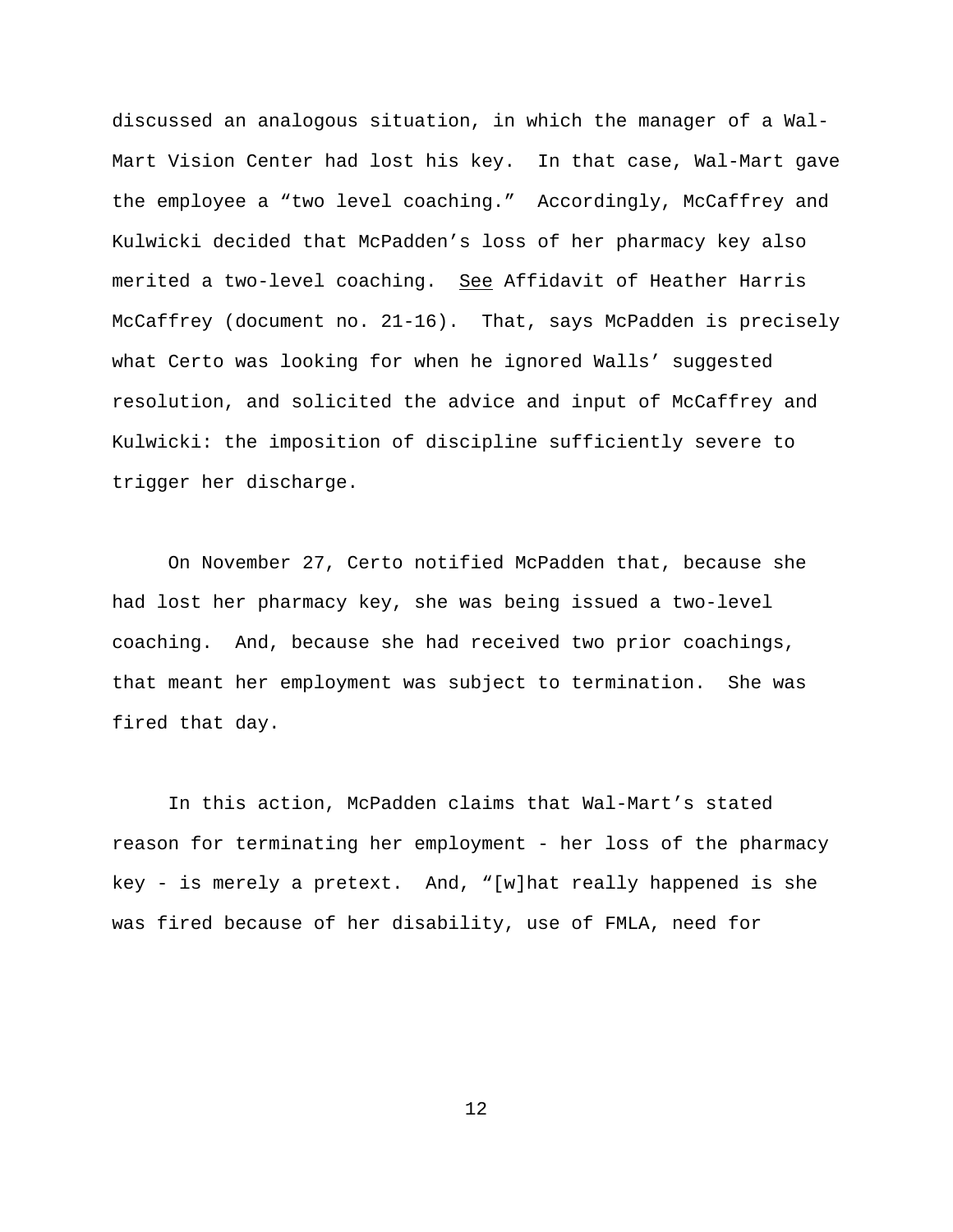discussed an analogous situation, in which the manager of a Wal-Mart Vision Center had lost his key. In that case, Wal-Mart gave the employee a "two level coaching." Accordingly, McCaffrey and Kulwicki decided that McPadden's loss of her pharmacy key also merited a two-level coaching. See Affidavit of Heather Harris McCaffrey (document no. 21-16). That, says McPadden is precisely what Certo was looking for when he ignored Walls' suggested resolution, and solicited the advice and input of McCaffrey and Kulwicki: the imposition of discipline sufficiently severe to trigger her discharge.

On November 27, Certo notified McPadden that, because she had lost her pharmacy key, she was being issued a two-level coaching. And, because she had received two prior coachings, that meant her employment was subject to termination. She was fired that day.

In this action, McPadden claims that Wal-Mart's stated reason for terminating her employment - her loss of the pharmacy key - is merely a pretext. And, "[w]hat really happened is she was fired because of her disability, use of FMLA, need for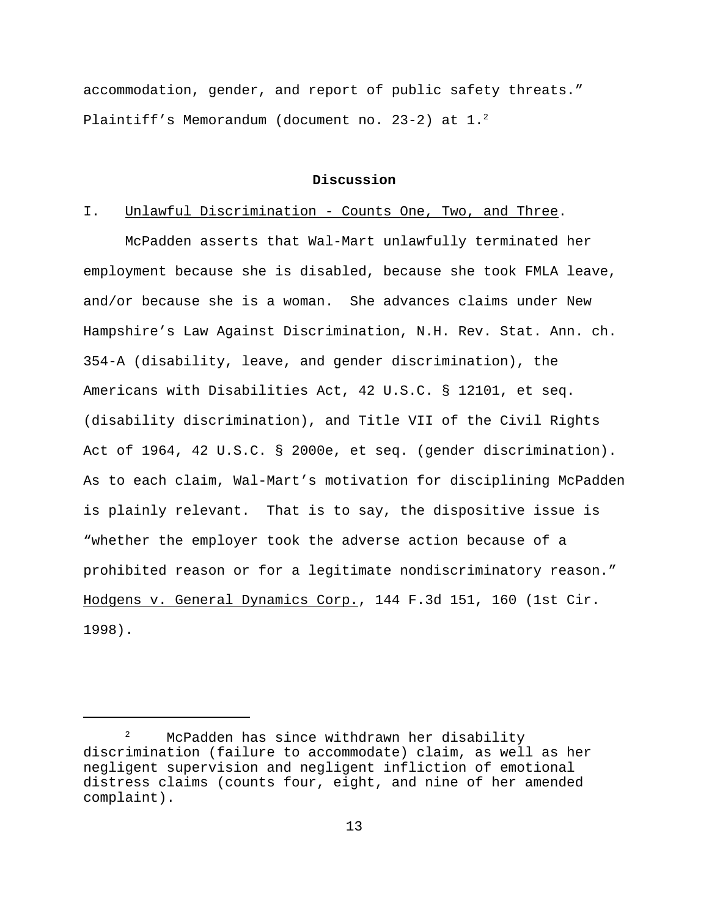accommodation, gender, and report of public safety threats." Plaintiff's Memorandum (document no. 23-2) at 1.[2]

**Discussion**

I. Unlawful Discrimination - Counts One, Two, and Three.

McPadden asserts that Wal-Mart unlawfully terminated her employment because she is disabled, because she took FMLA leave, and/or because she is a woman. She advances claims under New Hampshire's Law Against Discrimination, N.H. Rev. Stat. Ann. ch. 354-A (disability, leave, and gender discrimination), the Americans with Disabilities Act, 42 U.S.C. § 12101, et seq. (disability discrimination), and Title VII of the Civil Rights Act of 1964, 42 U.S.C. § 2000e, et seq. (gender discrimination). As to each claim, Wal-Mart's motivation for disciplining McPadden is plainly relevant. That is to say, the dispositive issue is "whether the employer took the adverse action because of a prohibited reason or for a legitimate nondiscriminatory reason." Hodgens v. General Dynamics Corp., 144 F.3d 151, 160 (1st Cir. 1998).

---

[2] McPadden has since withdrawn her disability discrimination (failure to accommodate) claim, as well as her negligent supervision and negligent infliction of emotional distress claims (counts four, eight, and nine of her amended complaint).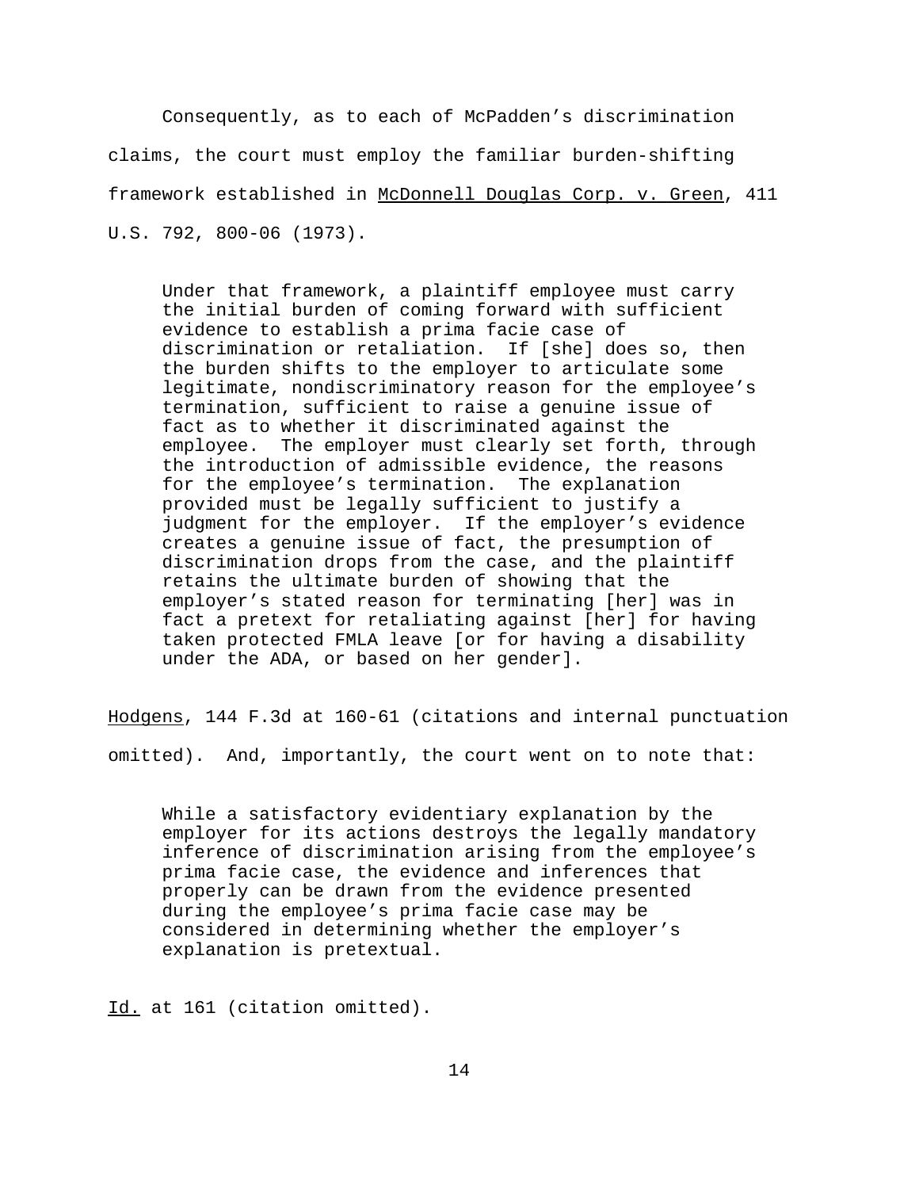Consequently, as to each of McPadden's discrimination claims, the court must employ the familiar burden-shifting framework established in McDonnell Douglas Corp. v. Green, 411 U.S. 792, 800-06 (1973).

> Under that framework, a plaintiff employee must carry the initial burden of coming forward with sufficient evidence to establish a prima facie case of discrimination or retaliation. If [she] does so, then the burden shifts to the employer to articulate some legitimate, nondiscriminatory reason for the employee's termination, sufficient to raise a genuine issue of fact as to whether it discriminated against the employee. The employer must clearly set forth, through the introduction of admissible evidence, the reasons for the employee's termination. The explanation provided must be legally sufficient to justify a judgment for the employer. If the employer's evidence creates a genuine issue of fact, the presumption of discrimination drops from the case, and the plaintiff retains the ultimate burden of showing that the employer's stated reason for terminating [her] was in fact a pretext for retaliating against [her] for having taken protected FMLA leave [or for having a disability under the ADA, or based on her gender].

Hodgens, 144 F.3d at 160-61 (citations and internal punctuation omitted). And, importantly, the court went on to note that:

> While a satisfactory evidentiary explanation by the employer for its actions destroys the legally mandatory inference of discrimination arising from the employee's prima facie case, the evidence and inferences that properly can be drawn from the evidence presented during the employee's prima facie case may be considered in determining whether the employer's explanation is pretextual.

Id. at 161 (citation omitted).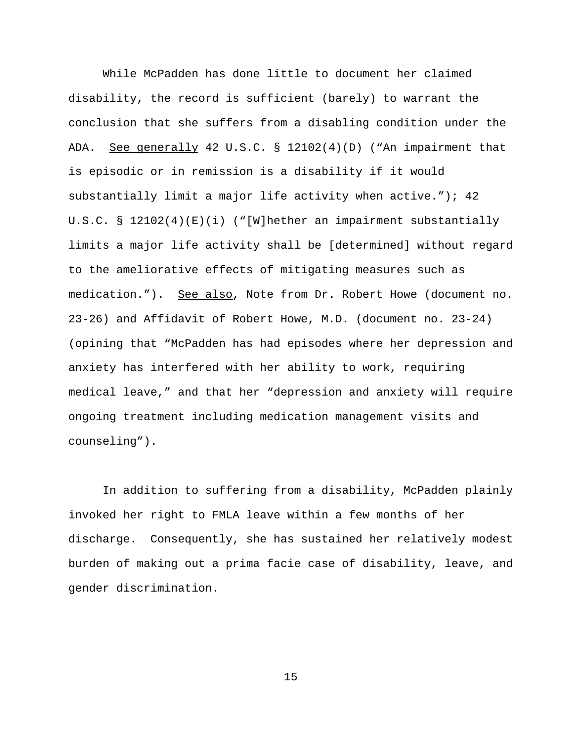While McPadden has done little to document her claimed disability, the record is sufficient (barely) to warrant the conclusion that she suffers from a disabling condition under the ADA. See generally 42 U.S.C. § 12102(4)(D) ("An impairment that is episodic or in remission is a disability if it would substantially limit a major life activity when active."); 42 U.S.C. § 12102(4)(E)(i) ("[W]hether an impairment substantially limits a major life activity shall be [determined] without regard to the ameliorative effects of mitigating measures such as medication."). See also, Note from Dr. Robert Howe (document no. 23-26) and Affidavit of Robert Howe, M.D. (document no. 23-24) (opining that "McPadden has had episodes where her depression and anxiety has interfered with her ability to work, requiring medical leave," and that her "depression and anxiety will require ongoing treatment including medication management visits and counseling").

In addition to suffering from a disability, McPadden plainly invoked her right to FMLA leave within a few months of her discharge. Consequently, she has sustained her relatively modest burden of making out a prima facie case of disability, leave, and gender discrimination.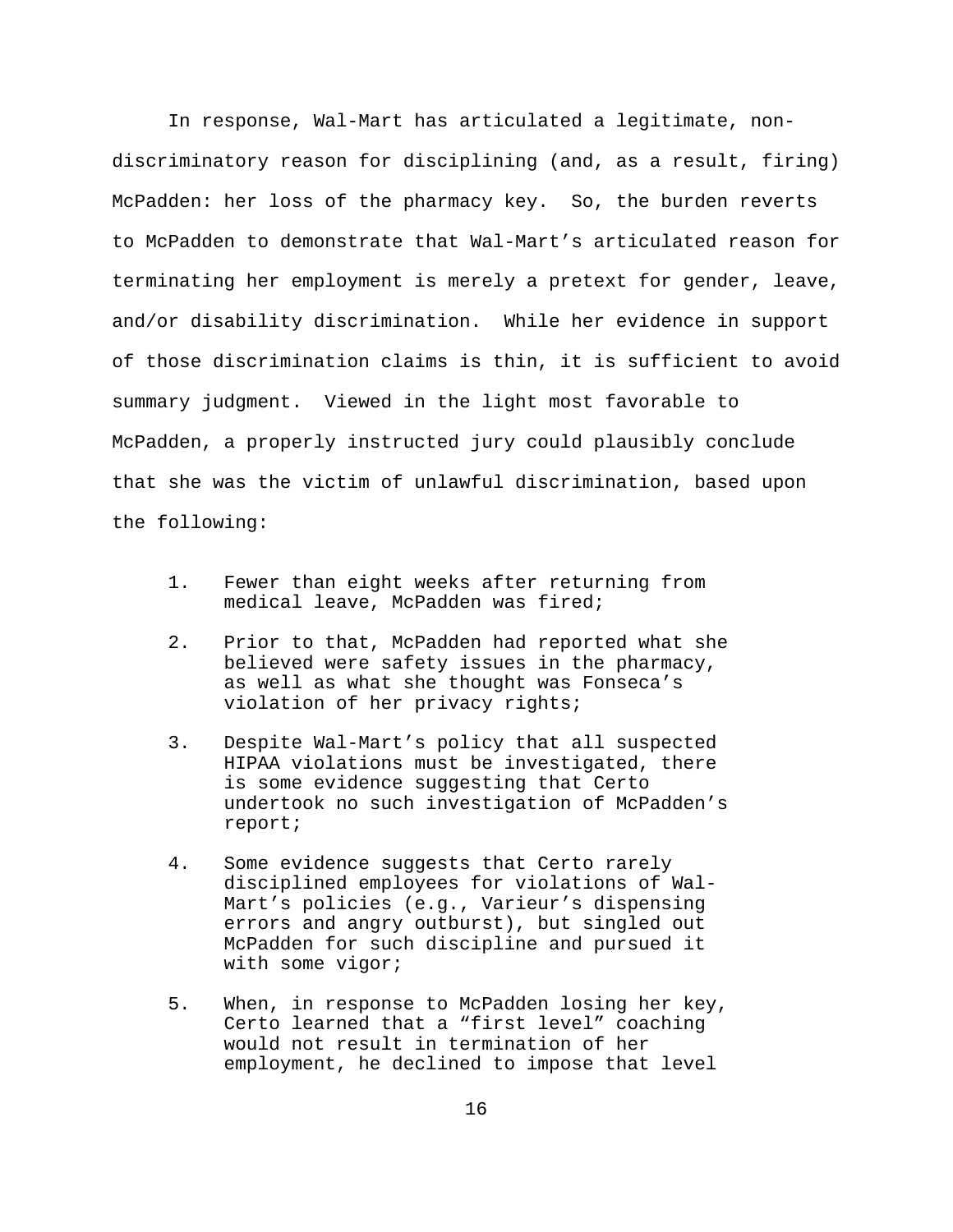In response, Wal-Mart has articulated a legitimate, non-discriminatory reason for disciplining (and, as a result, firing) McPadden: her loss of the pharmacy key. So, the burden reverts to McPadden to demonstrate that Wal-Mart's articulated reason for terminating her employment is merely a pretext for gender, leave, and/or disability discrimination. While her evidence in support of those discrimination claims is thin, it is sufficient to avoid summary judgment. Viewed in the light most favorable to McPadden, a properly instructed jury could plausibly conclude that she was the victim of unlawful discrimination, based upon the following:

1. Fewer than eight weeks after returning from medical leave, McPadden was fired;

2. Prior to that, McPadden had reported what she believed were safety issues in the pharmacy, as well as what she thought was Fonseca's violation of her privacy rights;

3. Despite Wal-Mart's policy that all suspected HIPAA violations must be investigated, there is some evidence suggesting that Certo undertook no such investigation of McPadden's report;

4. Some evidence suggests that Certo rarely disciplined employees for violations of Wal-Mart's policies (e.g., Varieur's dispensing errors and angry outburst), but singled out McPadden for such discipline and pursued it with some vigor;

5. When, in response to McPadden losing her key, Certo learned that a "first level" coaching would not result in termination of her employment, he declined to impose that level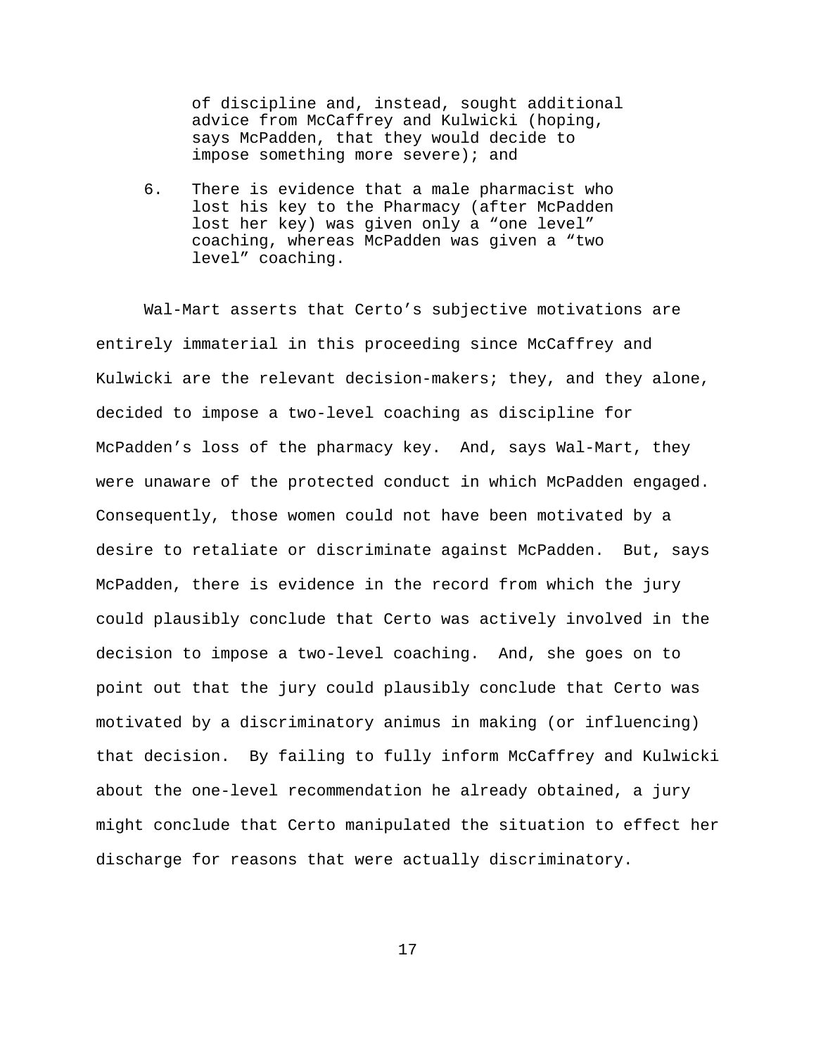of discipline and, instead, sought additional advice from McCaffrey and Kulwicki (hoping, says McPadden, that they would decide to impose something more severe); and

6. There is evidence that a male pharmacist who lost his key to the Pharmacy (after McPadden lost her key) was given only a "one level" coaching, whereas McPadden was given a "two level" coaching.

Wal-Mart asserts that Certo's subjective motivations are entirely immaterial in this proceeding since McCaffrey and Kulwicki are the relevant decision-makers; they, and they alone, decided to impose a two-level coaching as discipline for McPadden's loss of the pharmacy key. And, says Wal-Mart, they were unaware of the protected conduct in which McPadden engaged. Consequently, those women could not have been motivated by a desire to retaliate or discriminate against McPadden. But, says McPadden, there is evidence in the record from which the jury could plausibly conclude that Certo was actively involved in the decision to impose a two-level coaching. And, she goes on to point out that the jury could plausibly conclude that Certo was motivated by a discriminatory animus in making (or influencing) that decision. By failing to fully inform McCaffrey and Kulwicki about the one-level recommendation he already obtained, a jury might conclude that Certo manipulated the situation to effect her discharge for reasons that were actually discriminatory.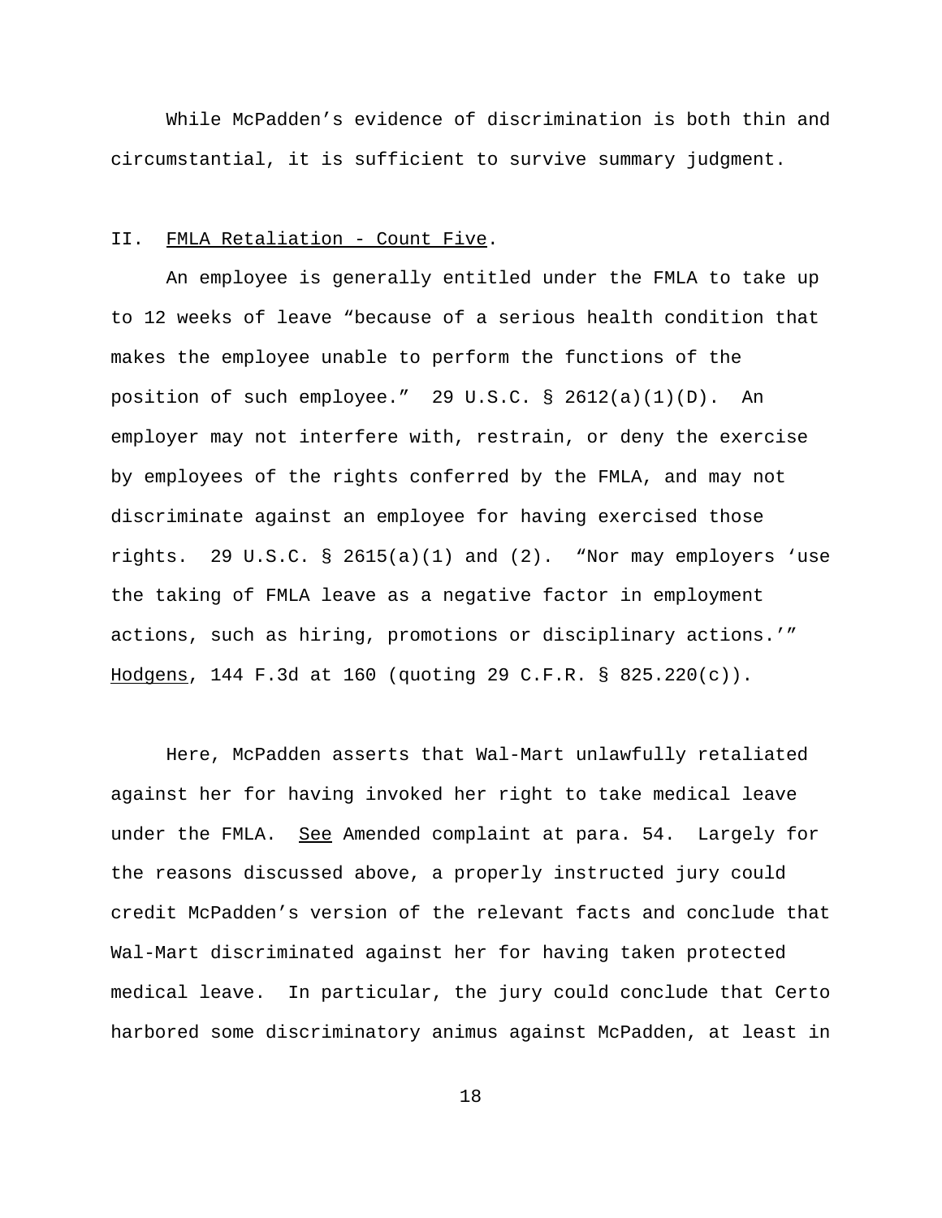While McPadden's evidence of discrimination is both thin and circumstantial, it is sufficient to survive summary judgment.

## II. FMLA Retaliation - Count Five.

An employee is generally entitled under the FMLA to take up to 12 weeks of leave "because of a serious health condition that makes the employee unable to perform the functions of the position of such employee." 29 U.S.C. § 2612(a)(1)(D). An employer may not interfere with, restrain, or deny the exercise by employees of the rights conferred by the FMLA, and may not discriminate against an employee for having exercised those rights. 29 U.S.C. § 2615(a)(1) and (2). "Nor may employers 'use the taking of FMLA leave as a negative factor in employment actions, such as hiring, promotions or disciplinary actions.'" Hodgens, 144 F.3d at 160 (quoting 29 C.F.R. § 825.220(c)).

Here, McPadden asserts that Wal-Mart unlawfully retaliated against her for having invoked her right to take medical leave under the FMLA. *See* Amended complaint at para. 54. Largely for the reasons discussed above, a properly instructed jury could credit McPadden's version of the relevant facts and conclude that Wal-Mart discriminated against her for having taken protected medical leave. In particular, the jury could conclude that Certo harbored some discriminatory animus against McPadden, at least in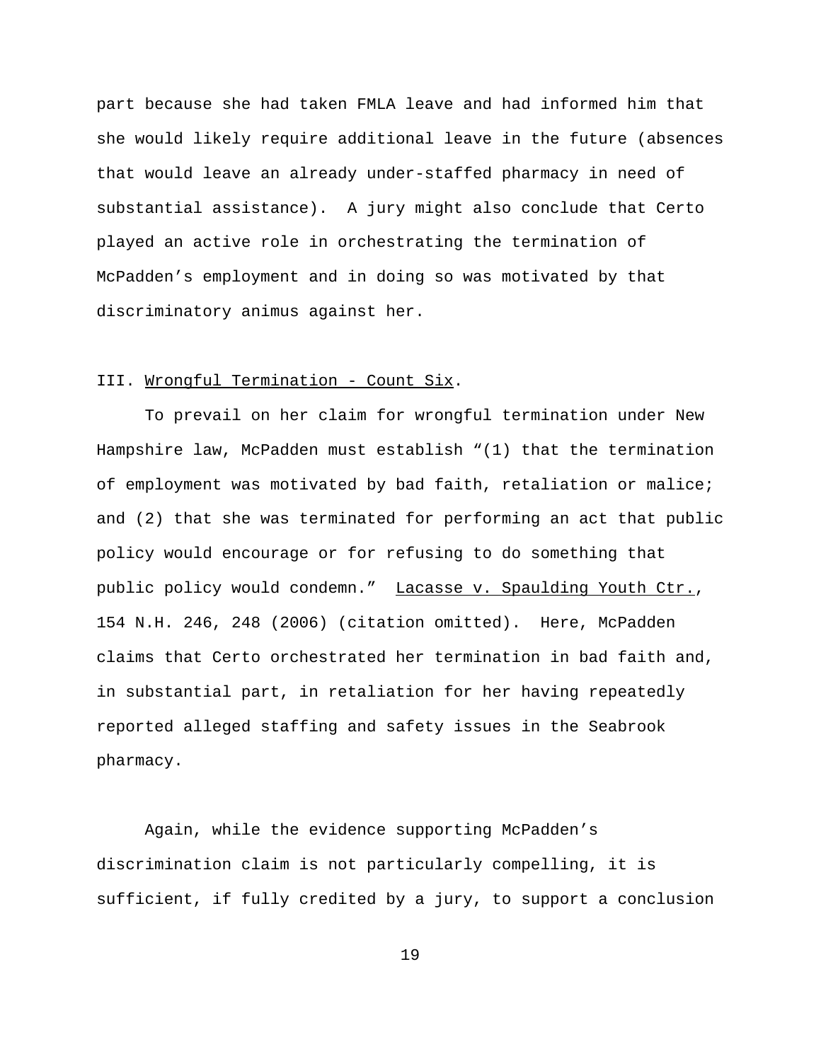part because she had taken FMLA leave and had informed him that she would likely require additional leave in the future (absences that would leave an already under-staffed pharmacy in need of substantial assistance). A jury might also conclude that Certo played an active role in orchestrating the termination of McPadden's employment and in doing so was motivated by that discriminatory animus against her.

## III. Wrongful Termination - Count Six.

To prevail on her claim for wrongful termination under New Hampshire law, McPadden must establish "(1) that the termination of employment was motivated by bad faith, retaliation or malice; and (2) that she was terminated for performing an act that public policy would encourage or for refusing to do something that public policy would condemn." Lacasse v. Spaulding Youth Ctr., 154 N.H. 246, 248 (2006) (citation omitted). Here, McPadden claims that Certo orchestrated her termination in bad faith and, in substantial part, in retaliation for her having repeatedly reported alleged staffing and safety issues in the Seabrook pharmacy.

Again, while the evidence supporting McPadden's discrimination claim is not particularly compelling, it is sufficient, if fully credited by a jury, to support a conclusion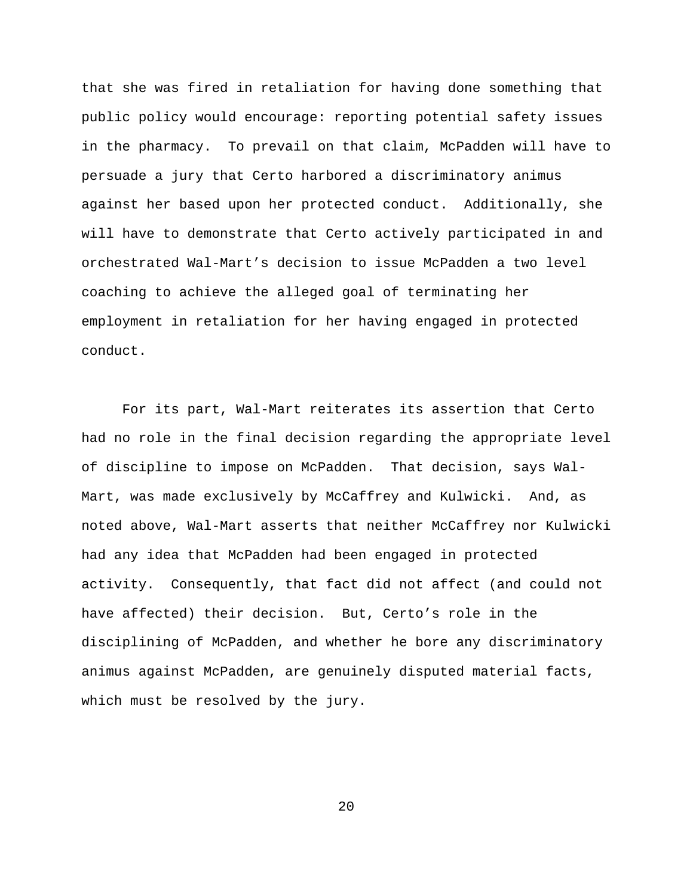that she was fired in retaliation for having done something that public policy would encourage: reporting potential safety issues in the pharmacy. To prevail on that claim, McPadden will have to persuade a jury that Certo harbored a discriminatory animus against her based upon her protected conduct. Additionally, she will have to demonstrate that Certo actively participated in and orchestrated Wal-Mart's decision to issue McPadden a two level coaching to achieve the alleged goal of terminating her employment in retaliation for her having engaged in protected conduct.

For its part, Wal-Mart reiterates its assertion that Certo had no role in the final decision regarding the appropriate level of discipline to impose on McPadden. That decision, says Wal-Mart, was made exclusively by McCaffrey and Kulwicki. And, as noted above, Wal-Mart asserts that neither McCaffrey nor Kulwicki had any idea that McPadden had been engaged in protected activity. Consequently, that fact did not affect (and could not have affected) their decision. But, Certo's role in the disciplining of McPadden, and whether he bore any discriminatory animus against McPadden, are genuinely disputed material facts, which must be resolved by the jury.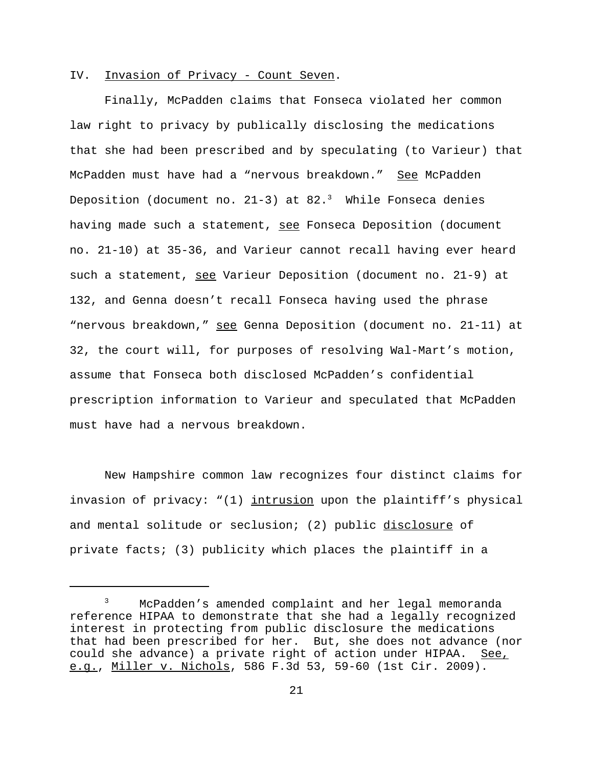IV. <u>Invasion of Privacy - Count Seven</u>.

Finally, McPadden claims that Fonseca violated her common law right to privacy by publically disclosing the medications that she had been prescribed and by speculating (to Varieur) that McPadden must have had a "nervous breakdown." <u>See</u> McPadden Deposition (document no. 21-3) at 82.[3] While Fonseca denies having made such a statement, <u>see</u> Fonseca Deposition (document no. 21-10) at 35-36, and Varieur cannot recall having ever heard such a statement, <u>see</u> Varieur Deposition (document no. 21-9) at 132, and Genna doesn't recall Fonseca having used the phrase "nervous breakdown," <u>see</u> Genna Deposition (document no. 21-11) at 32, the court will, for purposes of resolving Wal-Mart's motion, assume that Fonseca both disclosed McPadden's confidential prescription information to Varieur and speculated that McPadden must have had a nervous breakdown.

New Hampshire common law recognizes four distinct claims for invasion of privacy: "(1) <u>intrusion</u> upon the plaintiff's physical and mental solitude or seclusion; (2) public <u>disclosure</u> of private facts; (3) publicity which places the plaintiff in a

---

[3] McPadden's amended complaint and her legal memoranda reference HIPAA to demonstrate that she had a legally recognized interest in protecting from public disclosure the medications that had been prescribed for her. But, she does not advance (nor could she advance) a private right of action under HIPAA. <u>See, e.g.</u>, <u>Miller v. Nichols</u>, 586 F.3d 53, 59-60 (1st Cir. 2009).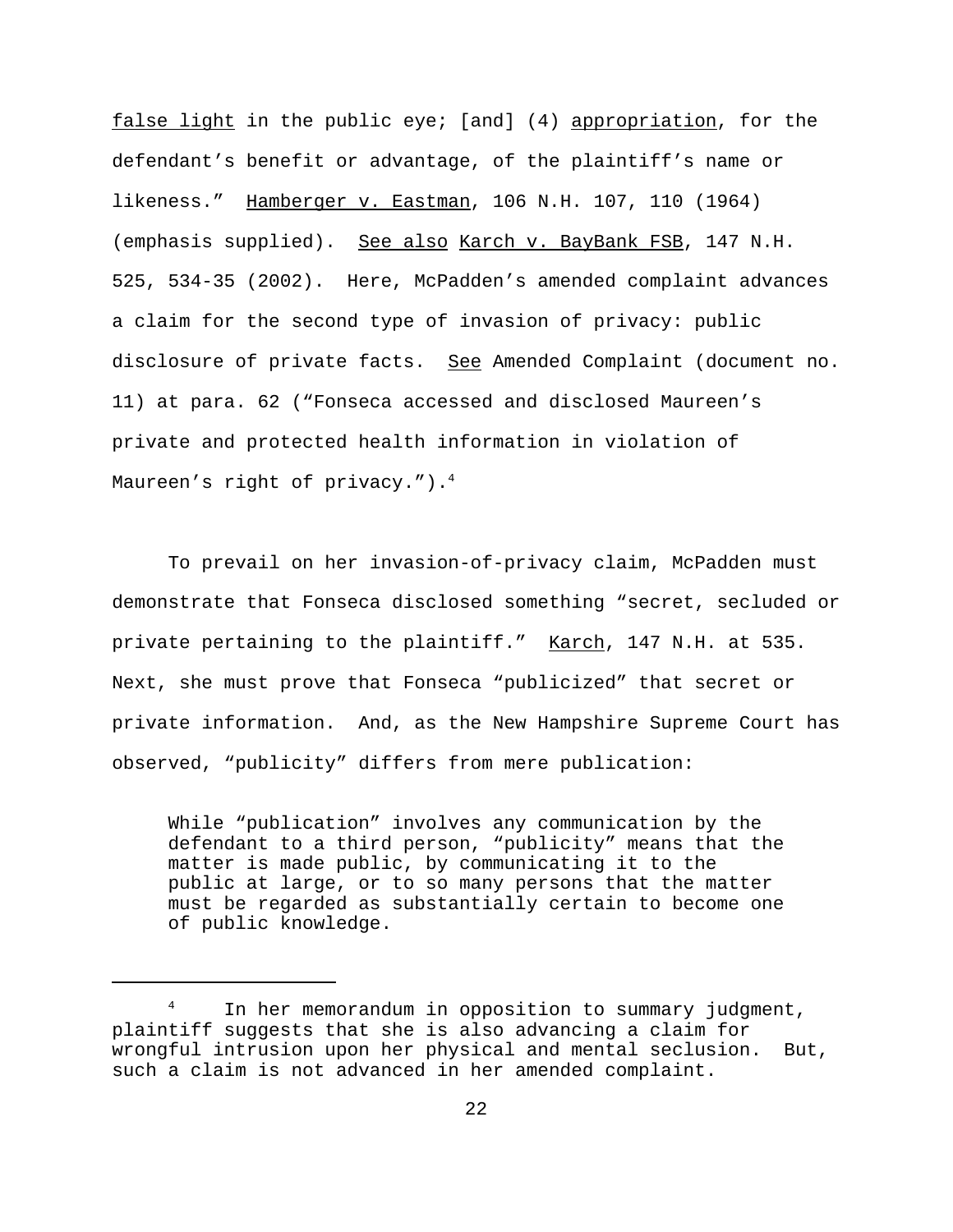false light in the public eye; [and] (4) appropriation, for the defendant's benefit or advantage, of the plaintiff's name or likeness." Hamberger v. Eastman, 106 N.H. 107, 110 (1964) (emphasis supplied). See also Karch v. BayBank FSB, 147 N.H. 525, 534-35 (2002). Here, McPadden's amended complaint advances a claim for the second type of invasion of privacy: public disclosure of private facts. See Amended Complaint (document no. 11) at para. 62 ("Fonseca accessed and disclosed Maureen's private and protected health information in violation of Maureen's right of privacy.").[4]

To prevail on her invasion-of-privacy claim, McPadden must demonstrate that Fonseca disclosed something "secret, secluded or private pertaining to the plaintiff." Karch, 147 N.H. at 535. Next, she must prove that Fonseca "publicized" that secret or private information. And, as the New Hampshire Supreme Court has observed, "publicity" differs from mere publication:

> While "publication" involves any communication by the defendant to a third person, "publicity" means that the matter is made public, by communicating it to the public at large, or to so many persons that the matter must be regarded as substantially certain to become one of public knowledge.

---

[4] In her memorandum in opposition to summary judgment, plaintiff suggests that she is also advancing a claim for wrongful intrusion upon her physical and mental seclusion. But, such a claim is not advanced in her amended complaint.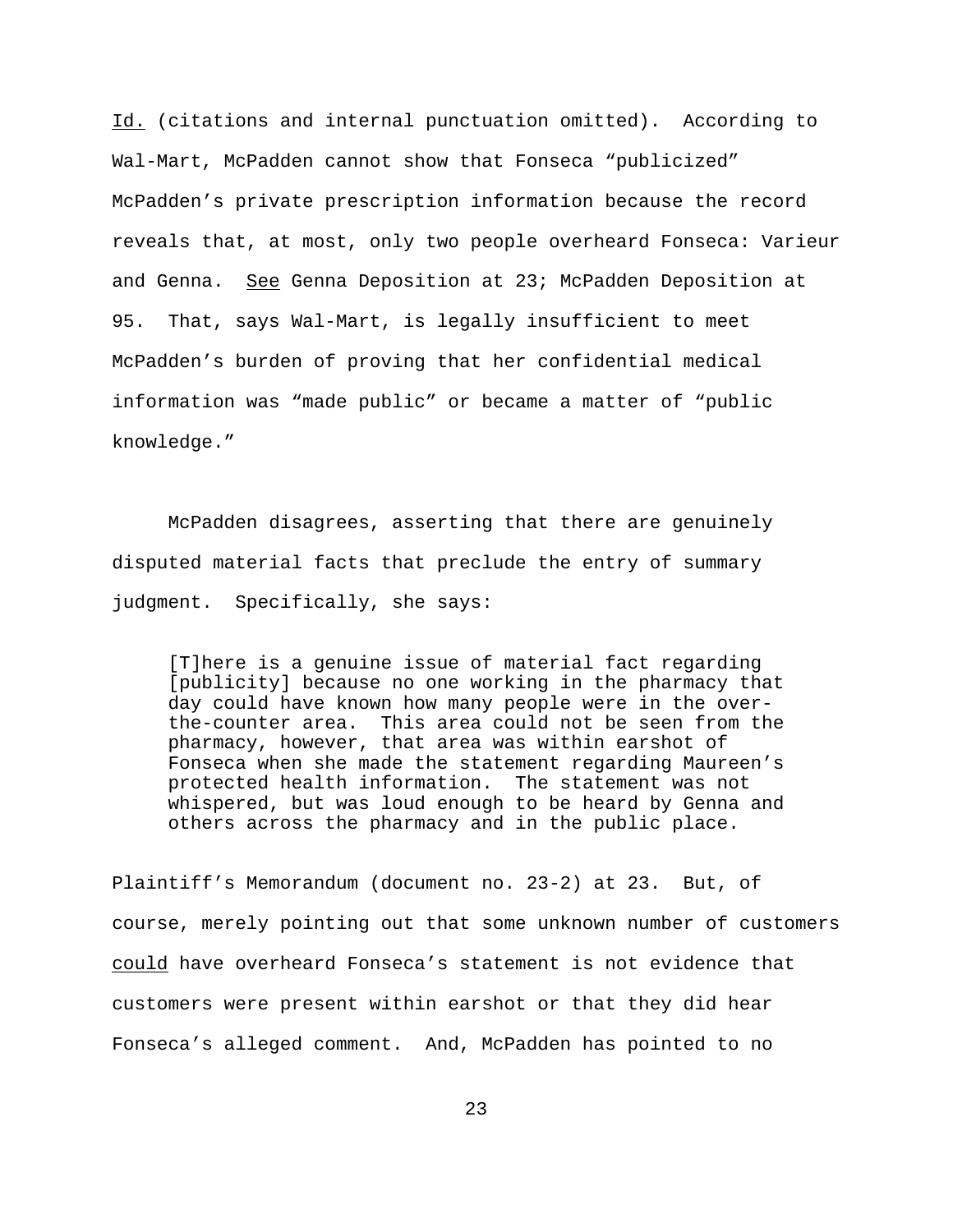Id. (citations and internal punctuation omitted). According to Wal-Mart, McPadden cannot show that Fonseca "publicized" McPadden's private prescription information because the record reveals that, at most, only two people overheard Fonseca: Varieur and Genna. See Genna Deposition at 23; McPadden Deposition at 95. That, says Wal-Mart, is legally insufficient to meet McPadden's burden of proving that her confidential medical information was "made public" or became a matter of "public knowledge."

McPadden disagrees, asserting that there are genuinely disputed material facts that preclude the entry of summary judgment. Specifically, she says:

> [T]here is a genuine issue of material fact regarding [publicity] because no one working in the pharmacy that day could have known how many people were in the over-the-counter area. This area could not be seen from the pharmacy, however, that area was within earshot of Fonseca when she made the statement regarding Maureen's protected health information. The statement was not whispered, but was loud enough to be heard by Genna and others across the pharmacy and in the public place.

Plaintiff's Memorandum (document no. 23-2) at 23. But, of course, merely pointing out that some unknown number of customers could have overheard Fonseca's statement is not evidence that customers were present within earshot or that they did hear Fonseca's alleged comment. And, McPadden has pointed to no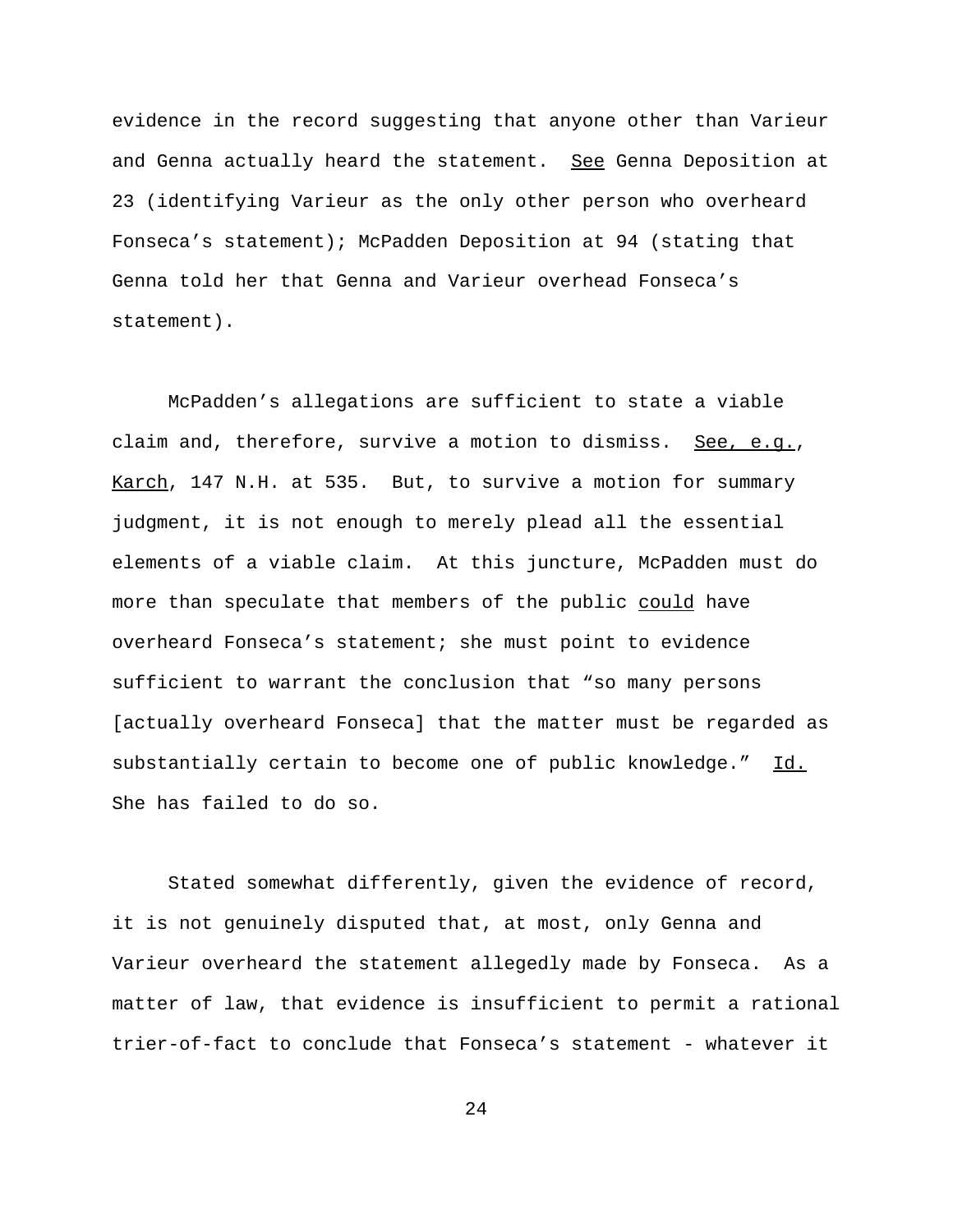evidence in the record suggesting that anyone other than Varieur and Genna actually heard the statement. See Genna Deposition at 23 (identifying Varieur as the only other person who overheard Fonseca's statement); McPadden Deposition at 94 (stating that Genna told her that Genna and Varieur overhead Fonseca's statement).

McPadden's allegations are sufficient to state a viable claim and, therefore, survive a motion to dismiss. See, e.g., Karch, 147 N.H. at 535. But, to survive a motion for summary judgment, it is not enough to merely plead all the essential elements of a viable claim. At this juncture, McPadden must do more than speculate that members of the public could have overheard Fonseca's statement; she must point to evidence sufficient to warrant the conclusion that "so many persons [actually overheard Fonseca] that the matter must be regarded as substantially certain to become one of public knowledge." Id. She has failed to do so.

Stated somewhat differently, given the evidence of record, it is not genuinely disputed that, at most, only Genna and Varieur overheard the statement allegedly made by Fonseca. As a matter of law, that evidence is insufficient to permit a rational trier-of-fact to conclude that Fonseca's statement - whatever it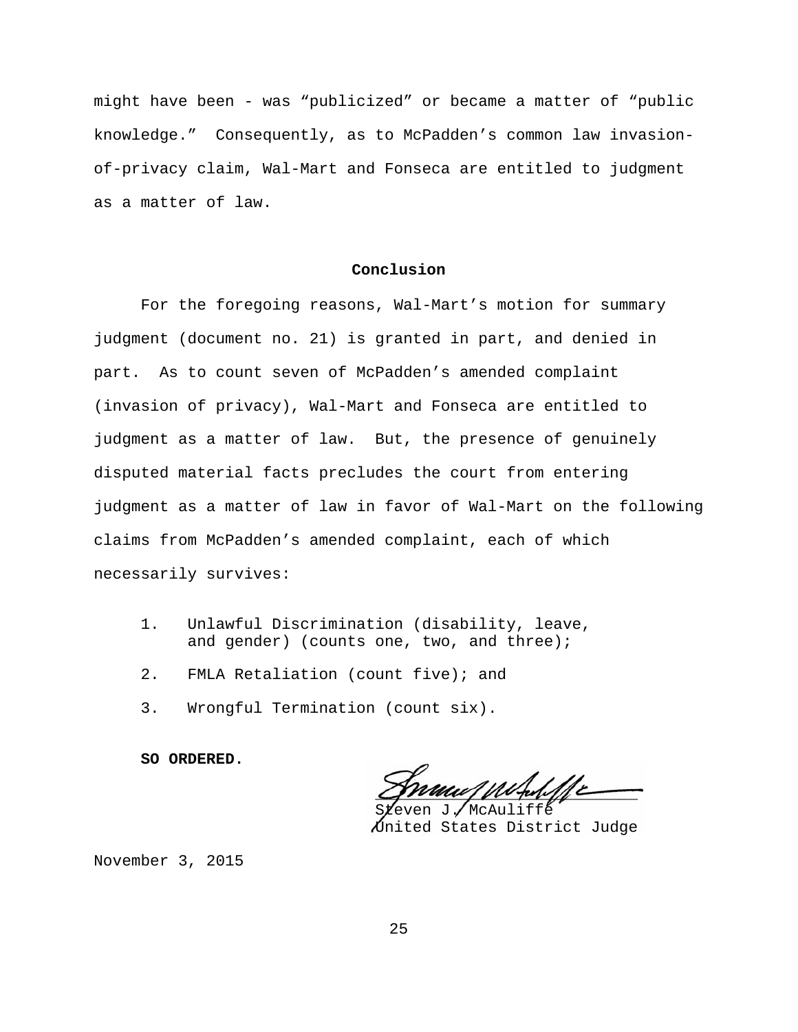might have been - was "publicized" or became a matter of "public knowledge." Consequently, as to McPadden's common law invasion-of-privacy claim, Wal-Mart and Fonseca are entitled to judgment as a matter of law.

## Conclusion

For the foregoing reasons, Wal-Mart's motion for summary judgment (document no. 21) is granted in part, and denied in part. As to count seven of McPadden's amended complaint (invasion of privacy), Wal-Mart and Fonseca are entitled to judgment as a matter of law. But, the presence of genuinely disputed material facts precludes the court from entering judgment as a matter of law in favor of Wal-Mart on the following claims from McPadden's amended complaint, each of which necessarily survives:

1. Unlawful Discrimination (disability, leave, and gender) (counts one, two, and three);
2. FMLA Retaliation (count five); and
3. Wrongful Termination (count six).

**SO ORDERED.**

Steven J. McAuliffe
United States District Judge

November 3, 2015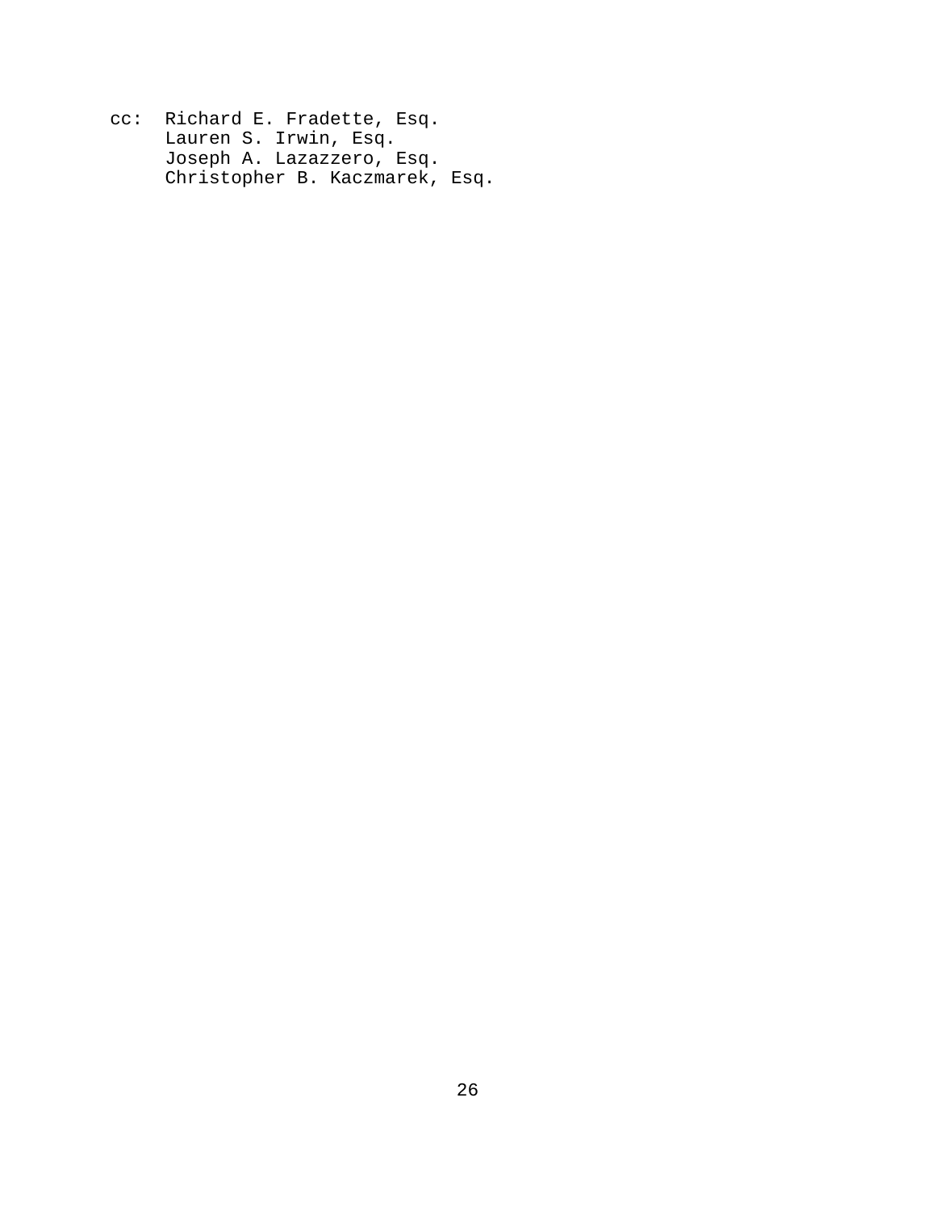cc: Richard E. Fradette, Esq.
Lauren S. Irwin, Esq.
Joseph A. Lazazzero, Esq.
Christopher B. Kaczmarek, Esq.